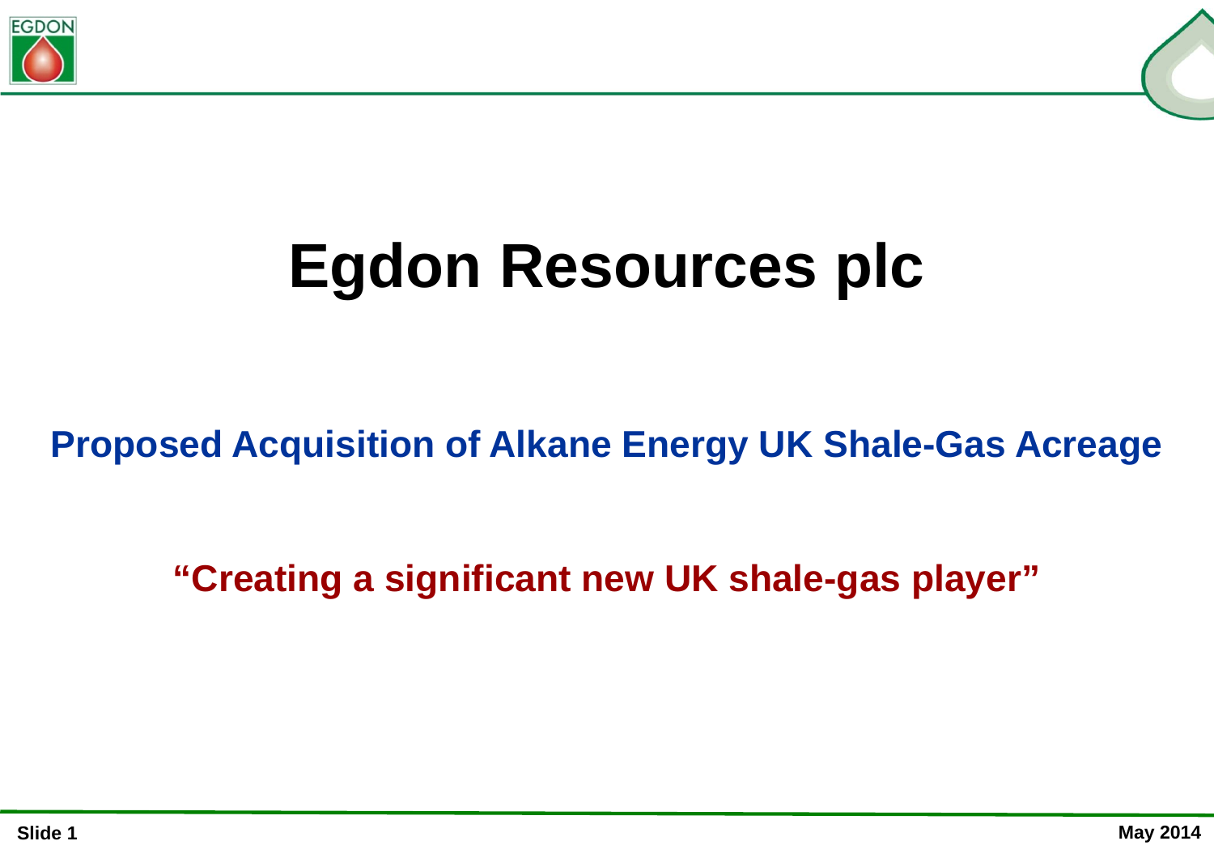# Egdon Resources plc

## Proposed Acquisition of Alkane Energy UK Shale-Gas Acreage

### "Creating a significant new UK shale-gas player"

May 2014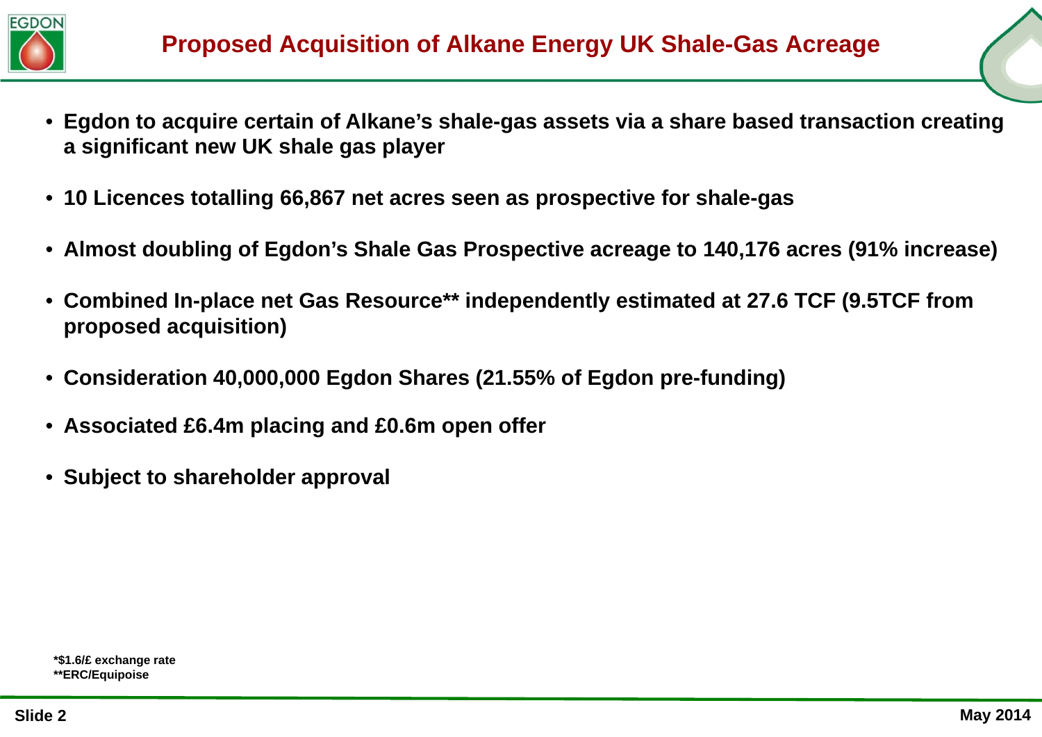# Proposed Acquisition of Alkane Energy UK Shale-Gas Acreage

- **Egdon to acquire certain of Alkane's shale-gas assets via a share based transaction creating a significant new UK shale gas player**
- **10 Licences totalling 66,867 net acres seen as prospective for shale-gas**
- **Almost doubling of Egdon's Shale Gas Prospective acreage to 140,176 acres (91% increase)**
- **Combined In-place net Gas Resource** independently estimated at 27.6 TCF (9.5TCF from proposed acquisition)**
- **Consideration 40,000,000 Egdon Shares (21.55% of Egdon pre-funding)**
- **Associated £6.4m placing and £0.6m open offer**
- **Subject to shareholder approval**

*$1.6/£ exchange rate
**ERC/Equipoise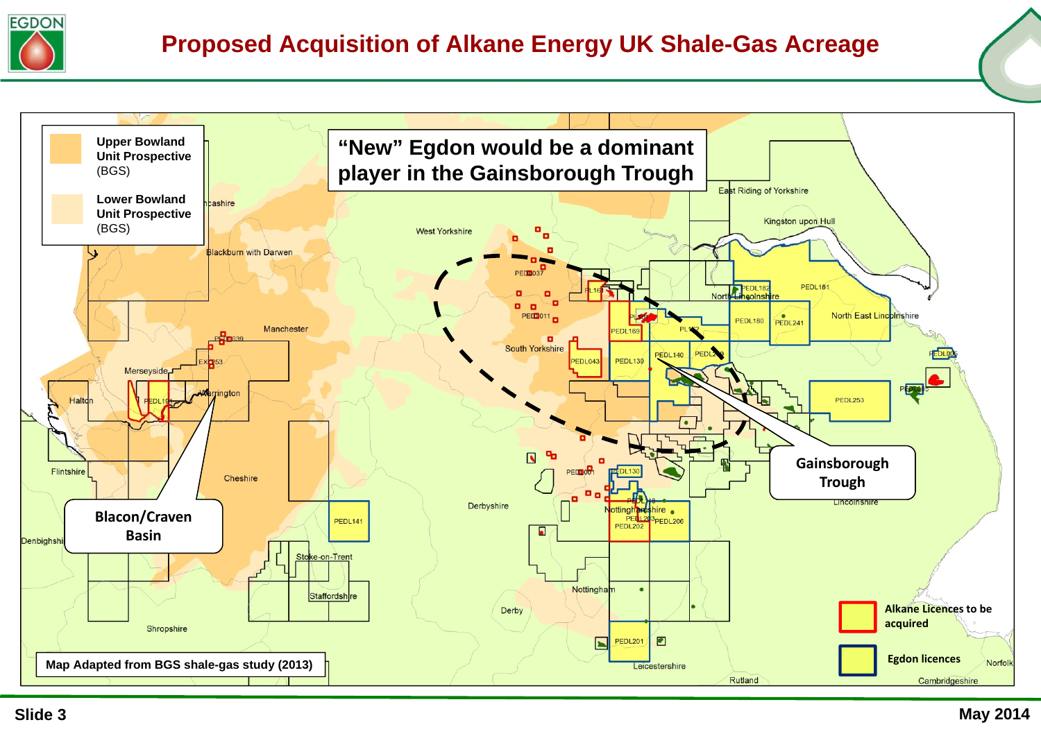# Proposed Acquisition of Alkane Energy UK Shale-Gas Acreage

**"New" Egdon would be a dominant player in the Gainsborough Trough**

**Upper Bowland Unit Prospective** (BGS)

**Lower Bowland Unit Prospective** (BGS)

**Gainsborough Trough**

**Blacon/Craven Basin**

**Alkane Licences to be acquired**

**Egdon licences**

**Map Adapted from BGS shale-gas study (2013)**

Slide 3

May 2014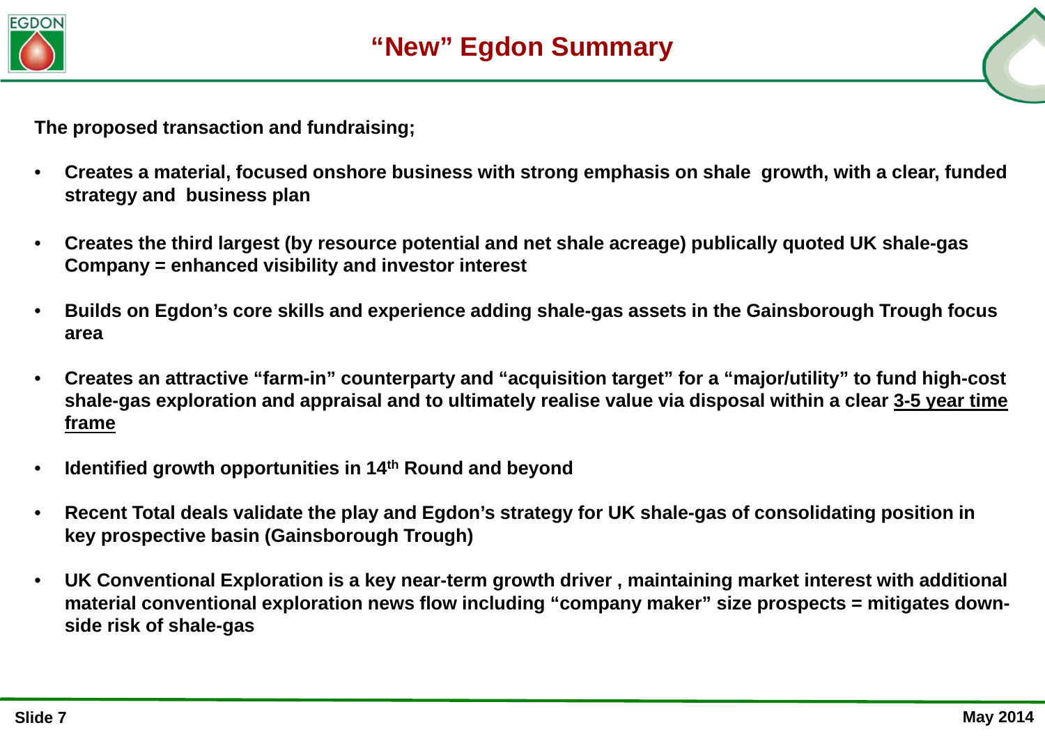# "New" Egdon Summary

**The proposed transaction and fundraising;**

- **Creates a material, focused onshore business with strong emphasis on shale growth, with a clear, funded strategy and business plan**
- **Creates the third largest (by resource potential and net shale acreage) publically quoted UK shale-gas Company = enhanced visibility and investor interest**
- **Builds on Egdon's core skills and experience adding shale-gas assets in the Gainsborough Trough focus area**
- **Creates an attractive "farm-in" counterparty and "acquisition target" for a "major/utility" to fund high-cost shale-gas exploration and appraisal and to ultimately realise value via disposal within a clear <u>3-5 year time frame</u>**
- **Identified growth opportunities in 14th Round and beyond**
- **Recent Total deals validate the play and Egdon's strategy for UK shale-gas of consolidating position in key prospective basin (Gainsborough Trough)**
- **UK Conventional Exploration is a key near-term growth driver , maintaining market interest with additional material conventional exploration news flow including "company maker" size prospects = mitigates down-side risk of shale-gas**